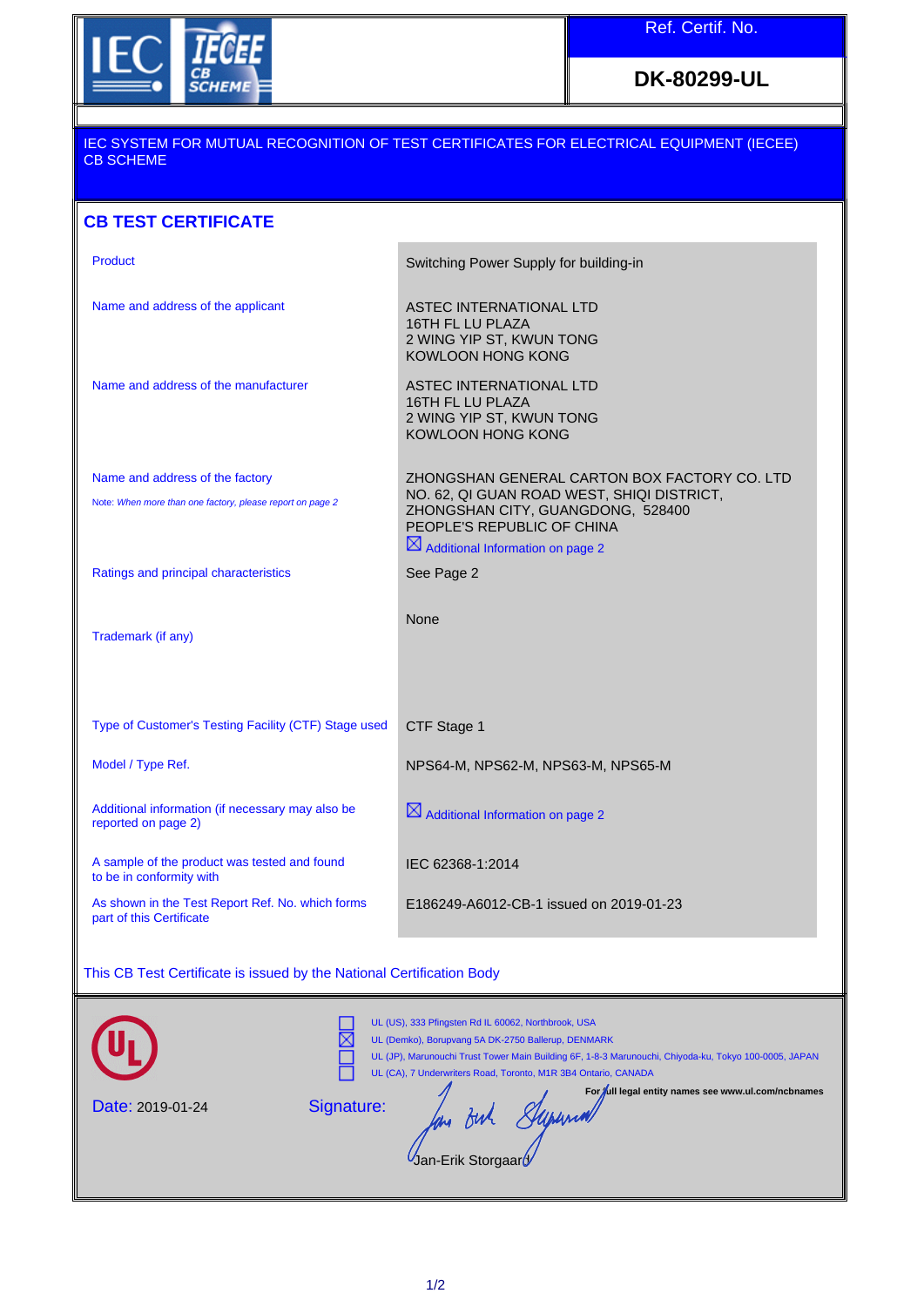Ref. Certif. No.

**DK-80299-UL**

IEC SYSTEM FOR MUTUAL RECOGNITION OF TEST CERTIFICATES FOR ELECTRICAL EQUIPMENT (IECEE) CB SCHEME

## CB TEST CERTIFICATE

| | |
|---|---|
| Product | Switching Power Supply for building-in |
| Name and address of the applicant | ASTEC INTERNATIONAL LTD<br>16TH FL LU PLAZA<br>2 WING YIP ST, KWUN TONG<br>KOWLOON HONG KONG |
| Name and address of the manufacturer | ASTEC INTERNATIONAL LTD<br>16TH FL LU PLAZA<br>2 WING YIP ST, KWUN TONG<br>KOWLOON HONG KONG |
| Name and address of the factory<br>Note: *When more than one factory, please report on page 2* | ZHONGSHAN GENERAL CARTON BOX FACTORY CO. LTD<br>NO. 62, QI GUAN ROAD WEST, SHIQI DISTRICT,<br>ZHONGSHAN CITY, GUANGDONG, 528400<br>PEOPLE'S REPUBLIC OF CHINA<br>☒ Additional Information on page 2 |
| Ratings and principal characteristics | See Page 2 |
| Trademark (if any) | None |
| Type of Customer's Testing Facility (CTF) Stage used | CTF Stage 1 |
| Model / Type Ref. | NPS64-M, NPS62-M, NPS63-M, NPS65-M |
| Additional information (if necessary may also be reported on page 2) | ☒ Additional Information on page 2 |
| A sample of the product was tested and found to be in conformity with | IEC 62368-1:2014 |
| As shown in the Test Report Ref. No. which forms part of this Certificate | E186249-A6012-CB-1 issued on 2019-01-23 |

This CB Test Certificate is issued by the National Certification Body

☐ UL (US), 333 Pfingsten Rd IL 60062, Northbrook, USA
☒ UL (Demko), Borupvang 5A DK-2750 Ballerup, DENMARK
☐ UL (JP), Marunouchi Trust Tower Main Building 6F, 1-8-3 Marunouchi, Chiyoda-ku, Tokyo 100-0005, JAPAN
☐ UL (CA), 7 Underwriters Road, Toronto, M1R 3B4 Ontario, CANADA

**For full legal entity names see www.ul.com/ncbnames**

Date: 2019-01-24

Signature:

Jan-Erik Storgaard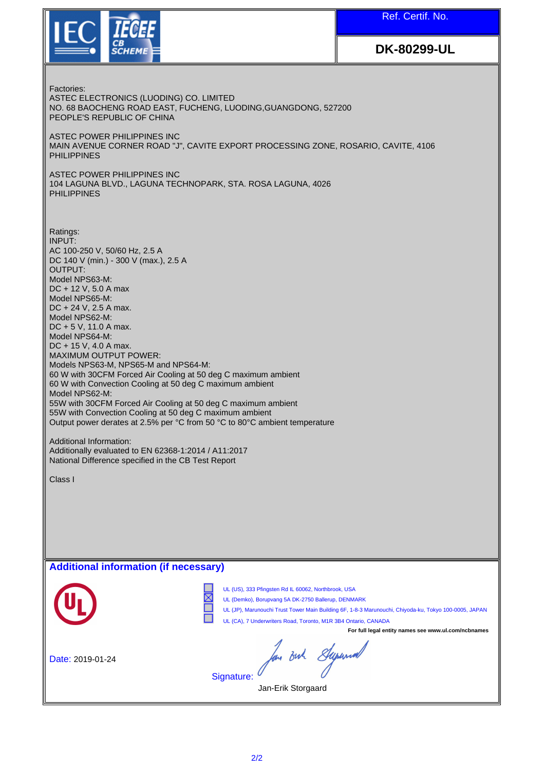| Ref. Certif. No. |
| --- |
| **DK-80299-UL** |

Factories:
ASTEC ELECTRONICS (LUODING) CO. LIMITED
NO. 68 BAOCHENG ROAD EAST, FUCHENG, LUODING,GUANGDONG, 527200
PEOPLE'S REPUBLIC OF CHINA

ASTEC POWER PHILIPPINES INC
MAIN AVENUE CORNER ROAD "J", CAVITE EXPORT PROCESSING ZONE, ROSARIO, CAVITE, 4106
PHILIPPINES

ASTEC POWER PHILIPPINES INC
104 LAGUNA BLVD., LAGUNA TECHNOPARK, STA. ROSA LAGUNA, 4026
PHILIPPINES

Ratings:
INPUT:
AC 100-250 V, 50/60 Hz, 2.5 A
DC 140 V (min.) - 300 V (max.), 2.5 A
OUTPUT:
Model NPS63-M:
DC + 12 V, 5.0 A max
Model NPS65-M:
DC + 24 V, 2.5 A max.
Model NPS62-M:
DC + 5 V, 11.0 A max.
Model NPS64-M:
DC + 15 V, 4.0 A max.
MAXIMUM OUTPUT POWER:
Models NPS63-M, NPS65-M and NPS64-M:
60 W with 30CFM Forced Air Cooling at 50 deg C maximum ambient
60 W with Convection Cooling at 50 deg C maximum ambient
Model NPS62-M:
55W with 30CFM Forced Air Cooling at 50 deg C maximum ambient
55W with Convection Cooling at 50 deg C maximum ambient
Output power derates at 2.5% per °C from 50 °C to 80°C ambient temperature

Additional Information:
Additionally evaluated to EN 62368-1:2014 / A11:2017
National Difference specified in the CB Test Report

Class I

## Additional information (if necessary)

- ☐ UL (US), 333 Pfingsten Rd IL 60062, Northbrook, USA
- ☒ UL (Demko), Borupvang 5A DK-2750 Ballerup, DENMARK
- ☐ UL (JP), Marunouchi Trust Tower Main Building 6F, 1-8-3 Marunouchi, Chiyoda-ku, Tokyo 100-0005, JAPAN
- ☐ UL (CA), 7 Underwriters Road, Toronto, M1R 3B4 Ontario, CANADA

**For full legal entity names see www.ul.com/ncbnames**

Date: 2019-01-24

Signature:
Jan-Erik Storgaard